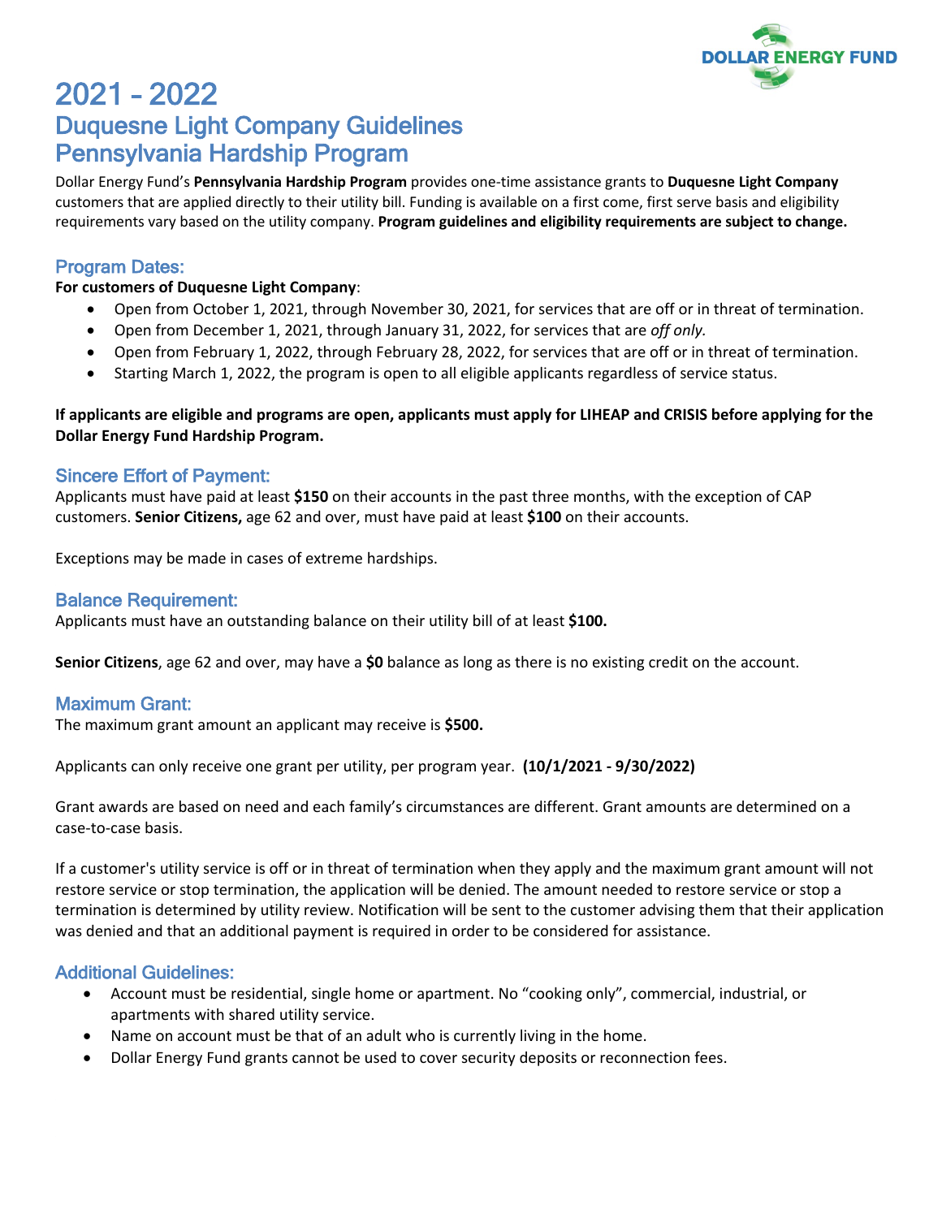DOLLAR ENERGY FUND

# 2021 - 2022

## Duquesne Light Company Guidelines
## Pennsylvania Hardship Program

Dollar Energy Fund's **Pennsylvania Hardship Program** provides one-time assistance grants to **Duquesne Light Company** customers that are applied directly to their utility bill. Funding is available on a first come, first serve basis and eligibility requirements vary based on the utility company. **Program guidelines and eligibility requirements are subject to change.**

### Program Dates:

**For customers of Duquesne Light Company**:

- Open from October 1, 2021, through November 30, 2021, for services that are off or in threat of termination.
- Open from December 1, 2021, through January 31, 2022, for services that are *off only.*
- Open from February 1, 2022, through February 28, 2022, for services that are off or in threat of termination.
- Starting March 1, 2022, the program is open to all eligible applicants regardless of service status.

**If applicants are eligible and programs are open, applicants must apply for LIHEAP and CRISIS before applying for the Dollar Energy Fund Hardship Program.**

### Sincere Effort of Payment:

Applicants must have paid at least **$150** on their accounts in the past three months, with the exception of CAP customers. **Senior Citizens,** age 62 and over, must have paid at least **$100** on their accounts.

Exceptions may be made in cases of extreme hardships.

### Balance Requirement:

Applicants must have an outstanding balance on their utility bill of at least **$100.**

**Senior Citizens**, age 62 and over, may have a **$0** balance as long as there is no existing credit on the account.

### Maximum Grant:

The maximum grant amount an applicant may receive is **$500.**

Applicants can only receive one grant per utility, per program year. **(10/1/2021 - 9/30/2022)**

Grant awards are based on need and each family's circumstances are different. Grant amounts are determined on a case-to-case basis.

If a customer's utility service is off or in threat of termination when they apply and the maximum grant amount will not restore service or stop termination, the application will be denied. The amount needed to restore service or stop a termination is determined by utility review. Notification will be sent to the customer advising them that their application was denied and that an additional payment is required in order to be considered for assistance.

### Additional Guidelines:

- Account must be residential, single home or apartment. No "cooking only", commercial, industrial, or apartments with shared utility service.
- Name on account must be that of an adult who is currently living in the home.
- Dollar Energy Fund grants cannot be used to cover security deposits or reconnection fees.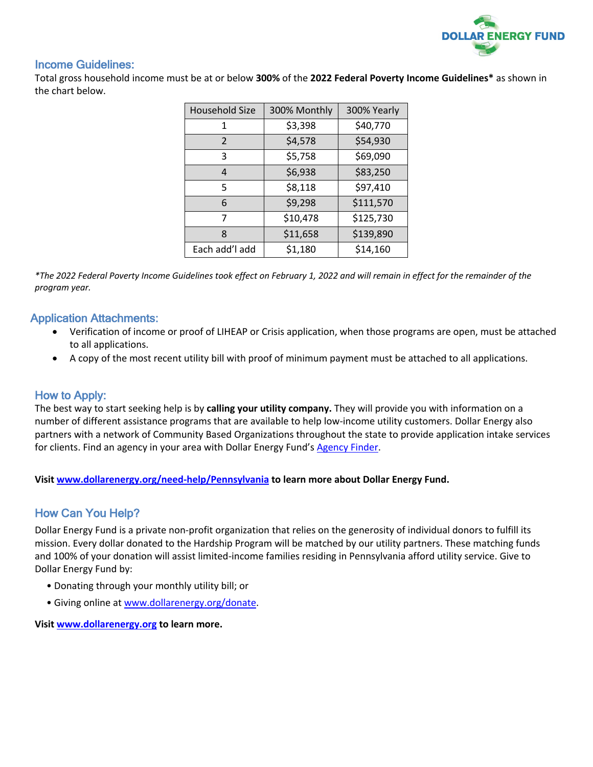DOLLAR ENERGY FUND

## Income Guidelines:

Total gross household income must be at or below **300%** of the **2022 Federal Poverty Income Guidelines*** as shown in the chart below.

| Household Size | 300% Monthly | 300% Yearly |
|---|---|---|
| 1 | $3,398 | $40,770 |
| 2 | $4,578 | $54,930 |
| 3 | $5,758 | $69,090 |
| 4 | $6,938 | $83,250 |
| 5 | $8,118 | $97,410 |
| 6 | $9,298 | $111,570 |
| 7 | $10,478 | $125,730 |
| 8 | $11,658 | $139,890 |
| Each add'l add | $1,180 | $14,160 |

**The 2022 Federal Poverty Income Guidelines took effect on February 1, 2022 and will remain in effect for the remainder of the program year.*

## Application Attachments:

- Verification of income or proof of LIHEAP or Crisis application, when those programs are open, must be attached to all applications.
- A copy of the most recent utility bill with proof of minimum payment must be attached to all applications.

## How to Apply:

The best way to start seeking help is by **calling your utility company.** They will provide you with information on a number of different assistance programs that are available to help low-income utility customers. Dollar Energy also partners with a network of Community Based Organizations throughout the state to provide application intake services for clients. Find an agency in your area with Dollar Energy Fund's Agency Finder.

**Visit www.dollarenergy.org/need-help/Pennsylvania to learn more about Dollar Energy Fund.**

## How Can You Help?

Dollar Energy Fund is a private non-profit organization that relies on the generosity of individual donors to fulfill its mission. Every dollar donated to the Hardship Program will be matched by our utility partners. These matching funds and 100% of your donation will assist limited-income families residing in Pennsylvania afford utility service. Give to Dollar Energy Fund by:

- Donating through your monthly utility bill; or
- Giving online at www.dollarenergy.org/donate.

**Visit www.dollarenergy.org to learn more.**